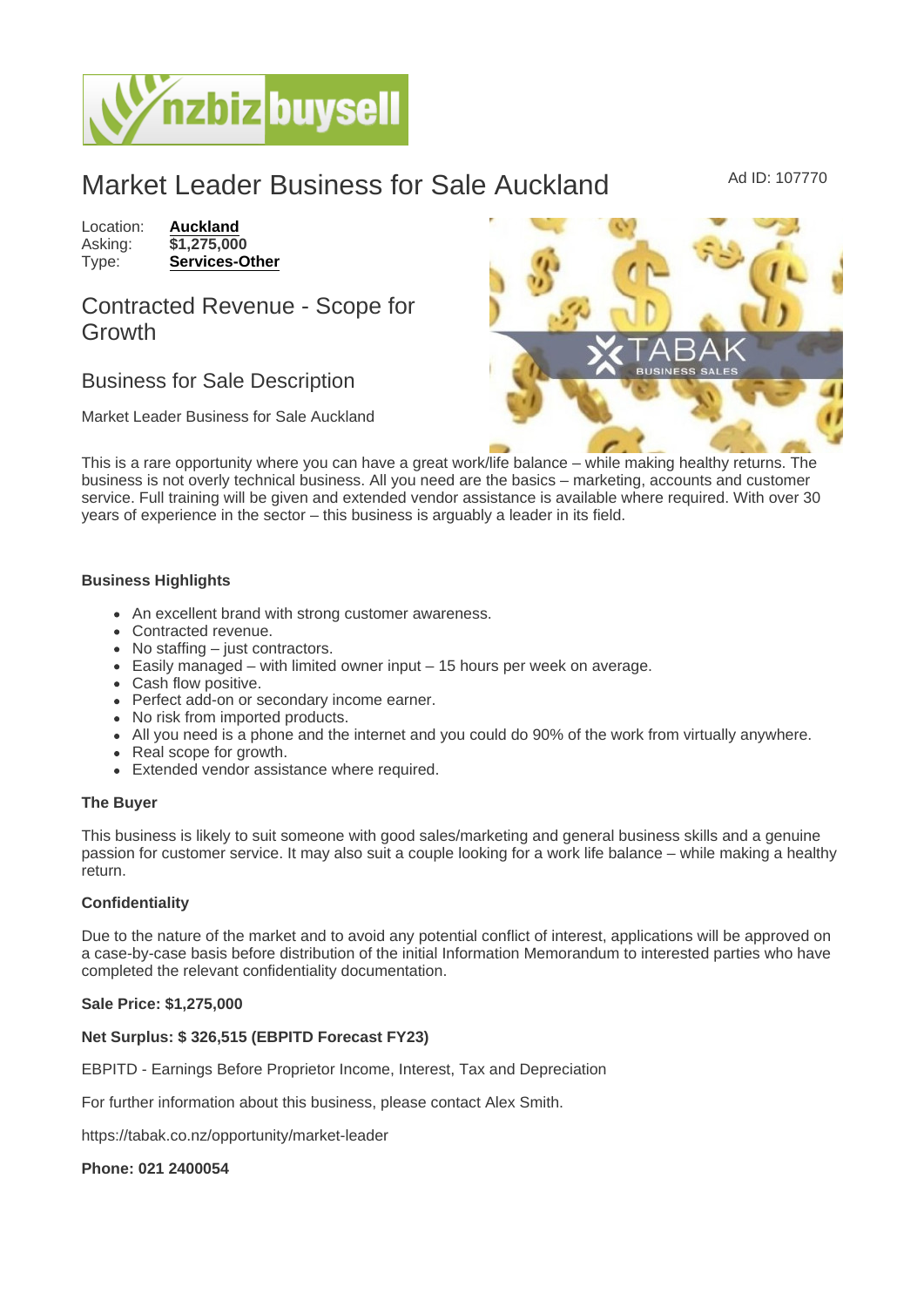# Market Leader Business for Sale Auckland

Ad ID: 107770

Location: **Auckland**
Asking: **$1,275,000**
Type: **Services-Other**

## Contracted Revenue - Scope for Growth

## Business for Sale Description

Market Leader Business for Sale Auckland

This is a rare opportunity where you can have a great work/life balance – while making healthy returns. The business is not overly technical business. All you need are the basics – marketing, accounts and customer service. Full training will be given and extended vendor assistance is available where required. With over 30 years of experience in the sector – this business is arguably a leader in its field.

**Business Highlights**

- An excellent brand with strong customer awareness.
- Contracted revenue.
- No staffing – just contractors.
- Easily managed – with limited owner input – 15 hours per week on average.
- Cash flow positive.
- Perfect add-on or secondary income earner.
- No risk from imported products.
- All you need is a phone and the internet and you could do 90% of the work from virtually anywhere.
- Real scope for growth.
- Extended vendor assistance where required.

**The Buyer**

This business is likely to suit someone with good sales/marketing and general business skills and a genuine passion for customer service. It may also suit a couple looking for a work life balance – while making a healthy return.

**Confidentiality**

Due to the nature of the market and to avoid any potential conflict of interest, applications will be approved on a case-by-case basis before distribution of the initial Information Memorandum to interested parties who have completed the relevant confidentiality documentation.

**Sale Price: $1,275,000**

**Net Surplus: $ 326,515 (EBPITD Forecast FY23)**

EBPITD - Earnings Before Proprietor Income, Interest, Tax and Depreciation

For further information about this business, please contact Alex Smith.

https://tabak.co.nz/opportunity/market-leader

**Phone: 021 2400054**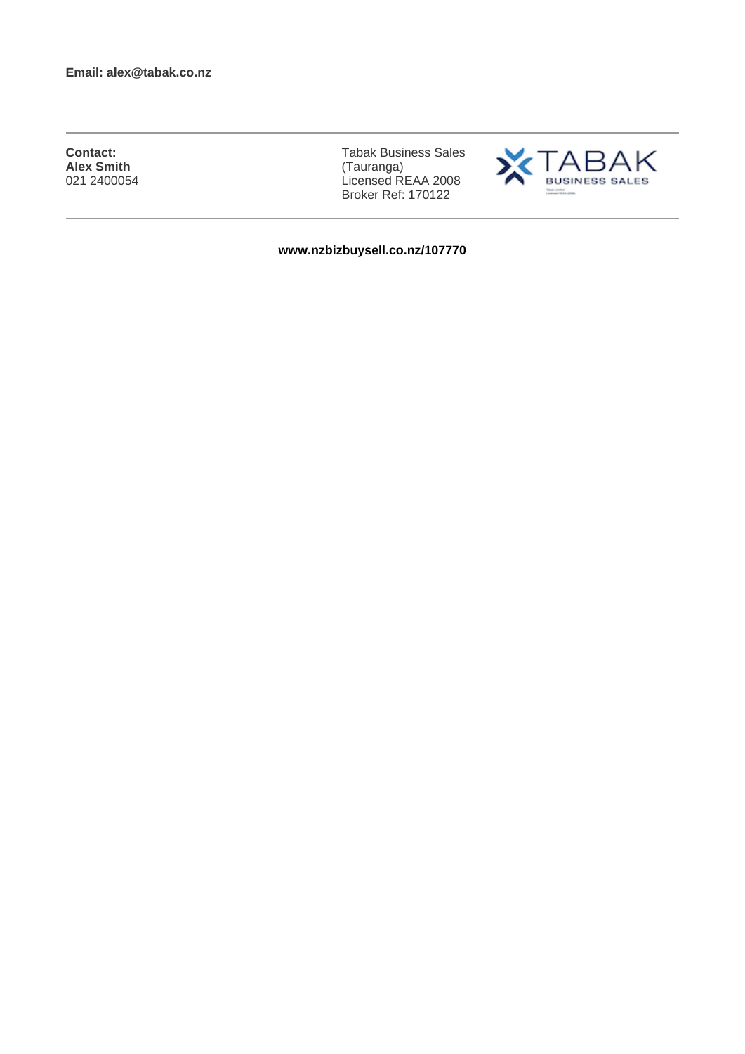**Email: alex@tabak.co.nz**

---

**Contact:**
**Alex Smith**
021 2400054

Tabak Business Sales
(Tauranga)
Licensed REAA 2008
Broker Ref: 170122

---

**www.nzbizbuysell.co.nz/107770**